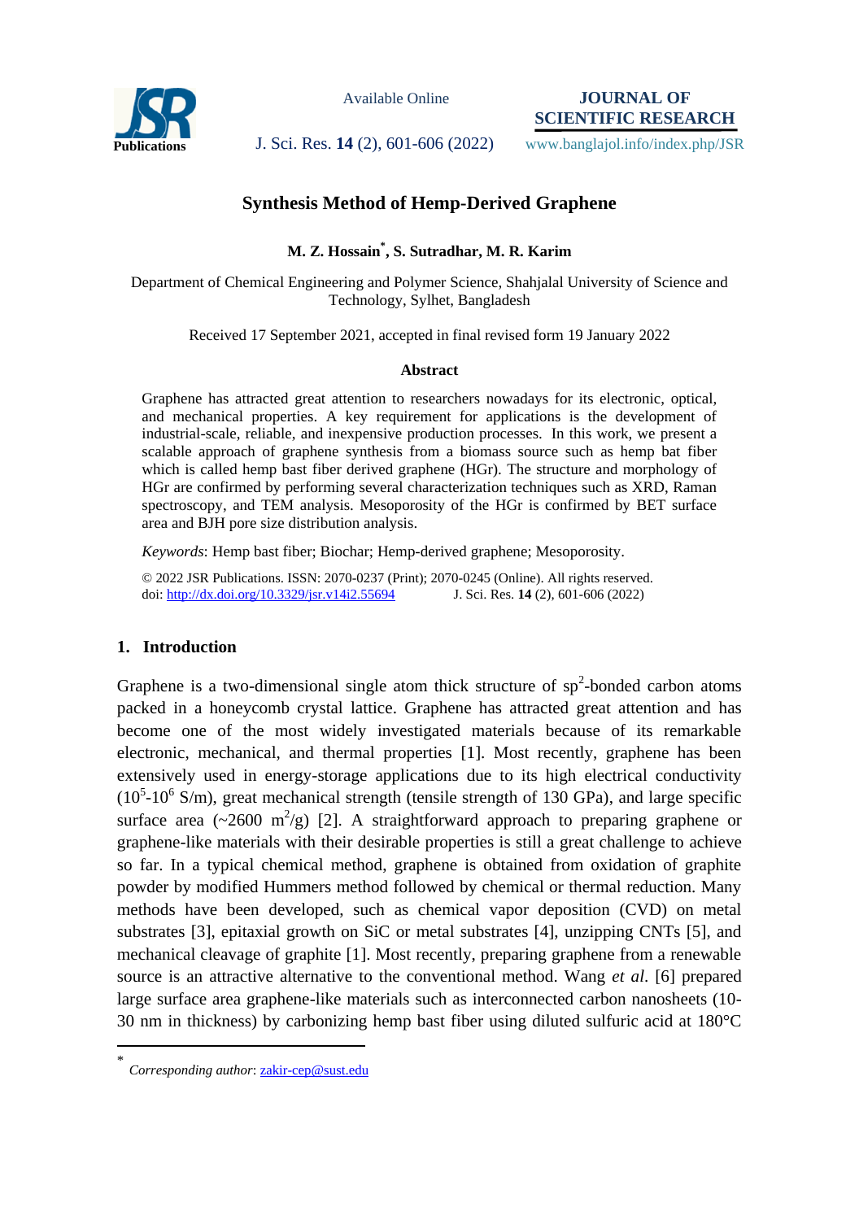# Synthesis Method of Hemp-Derived Graphene

**M. Z. Hossain[*], S. Sutradhar, M. R. Karim**

Department of Chemical Engineering and Polymer Science, Shahjalal University of Science and Technology, Sylhet, Bangladesh

Received 17 September 2021, accepted in final revised form 19 January 2022

### Abstract

Graphene has attracted great attention to researchers nowadays for its electronic, optical, and mechanical properties. A key requirement for applications is the development of industrial-scale, reliable, and inexpensive production processes. In this work, we present a scalable approach of graphene synthesis from a biomass source such as hemp bat fiber which is called hemp bast fiber derived graphene (HGr). The structure and morphology of HGr are confirmed by performing several characterization techniques such as XRD, Raman spectroscopy, and TEM analysis. Mesoporosity of the HGr is confirmed by BET surface area and BJH pore size distribution analysis.

*Keywords*: Hemp bast fiber; Biochar; Hemp-derived graphene; Mesoporosity.

© 2022 JSR Publications. ISSN: 2070-0237 (Print); 2070-0245 (Online). All rights reserved.
doi: http://dx.doi.org/10.3329/jsr.v14i2.55694 J. Sci. Res. **14** (2), 601-606 (2022)

## 1. Introduction

Graphene is a two-dimensional single atom thick structure of $sp^2$-bonded carbon atoms packed in a honeycomb crystal lattice. Graphene has attracted great attention and has become one of the most widely investigated materials because of its remarkable electronic, mechanical, and thermal properties [1]. Most recently, graphene has been extensively used in energy-storage applications due to its high electrical conductivity ($10^5$-$10^6$ S/m), great mechanical strength (tensile strength of 130 GPa), and large specific surface area (~2600 $m^2/g$) [2]. A straightforward approach to preparing graphene or graphene-like materials with their desirable properties is still a great challenge to achieve so far. In a typical chemical method, graphene is obtained from oxidation of graphite powder by modified Hummers method followed by chemical or thermal reduction. Many methods have been developed, such as chemical vapor deposition (CVD) on metal substrates [3], epitaxial growth on SiC or metal substrates [4], unzipping CNTs [5], and mechanical cleavage of graphite [1]. Most recently, preparing graphene from a renewable source is an attractive alternative to the conventional method. Wang *et al*. [6] prepared large surface area graphene-like materials such as interconnected carbon nanosheets (10-30 nm in thickness) by carbonizing hemp bast fiber using diluted sulfuric acid at 180°C

[*] *Corresponding author*: zakir-cep@sust.edu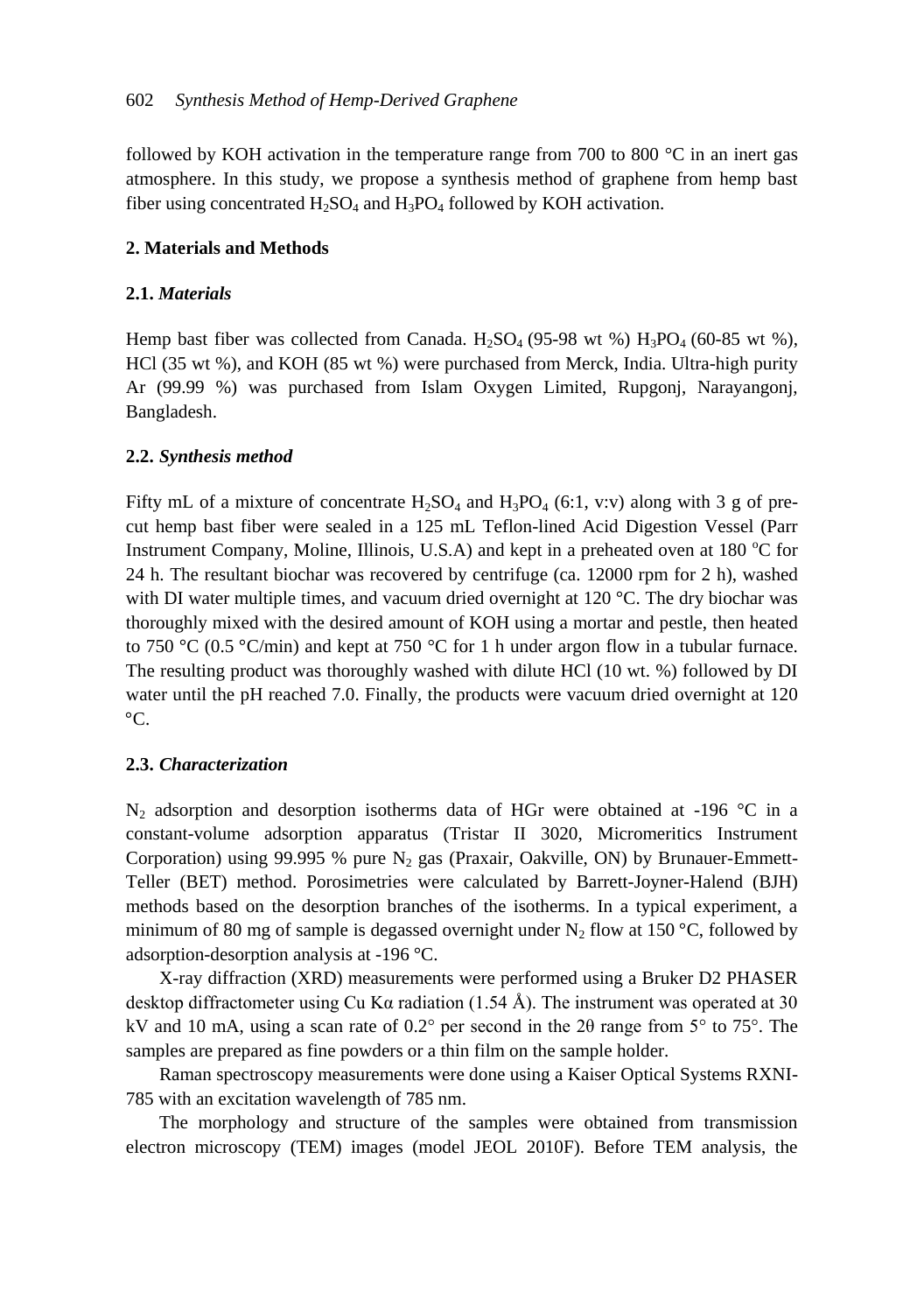followed by KOH activation in the temperature range from 700 to 800 °C in an inert gas atmosphere. In this study, we propose a synthesis method of graphene from hemp bast fiber using concentrated $H_2SO_4$ and $H_3PO_4$ followed by KOH activation.

## 2. Materials and Methods

### 2.1. *Materials*

Hemp bast fiber was collected from Canada. $H_2SO_4$ (95-98 wt %) $H_3PO_4$ (60-85 wt %), HCl (35 wt %), and KOH (85 wt %) were purchased from Merck, India. Ultra-high purity Ar (99.99 %) was purchased from Islam Oxygen Limited, Rupgonj, Narayangonj, Bangladesh.

### 2.2. *Synthesis method*

Fifty mL of a mixture of concentrate $H_2SO_4$ and $H_3PO_4$ (6:1, v:v) along with 3 g of pre-cut hemp bast fiber were sealed in a 125 mL Teflon-lined Acid Digestion Vessel (Parr Instrument Company, Moline, Illinois, U.S.A) and kept in a preheated oven at 180 °C for 24 h. The resultant biochar was recovered by centrifuge (ca. 12000 rpm for 2 h), washed with DI water multiple times, and vacuum dried overnight at 120 °C. The dry biochar was thoroughly mixed with the desired amount of KOH using a mortar and pestle, then heated to 750 °C (0.5 °C/min) and kept at 750 °C for 1 h under argon flow in a tubular furnace. The resulting product was thoroughly washed with dilute HCl (10 wt. %) followed by DI water until the pH reached 7.0. Finally, the products were vacuum dried overnight at 120 °C.

### 2.3. *Characterization*

$N_2$ adsorption and desorption isotherms data of HGr were obtained at -196 °C in a constant-volume adsorption apparatus (Tristar II 3020, Micromeritics Instrument Corporation) using 99.995 % pure $N_2$ gas (Praxair, Oakville, ON) by Brunauer-Emmett-Teller (BET) method. Porosimetries were calculated by Barrett-Joyner-Halend (BJH) methods based on the desorption branches of the isotherms. In a typical experiment, a minimum of 80 mg of sample is degassed overnight under $N_2$ flow at 150 °C, followed by adsorption-desorption analysis at -196 °C.

X-ray diffraction (XRD) measurements were performed using a Bruker D2 PHASER desktop diffractometer using Cu Kα radiation (1.54 Å). The instrument was operated at 30 kV and 10 mA, using a scan rate of 0.2° per second in the 2θ range from 5° to 75°. The samples are prepared as fine powders or a thin film on the sample holder.

Raman spectroscopy measurements were done using a Kaiser Optical Systems RXNI-785 with an excitation wavelength of 785 nm.

The morphology and structure of the samples were obtained from transmission electron microscopy (TEM) images (model JEOL 2010F). Before TEM analysis, the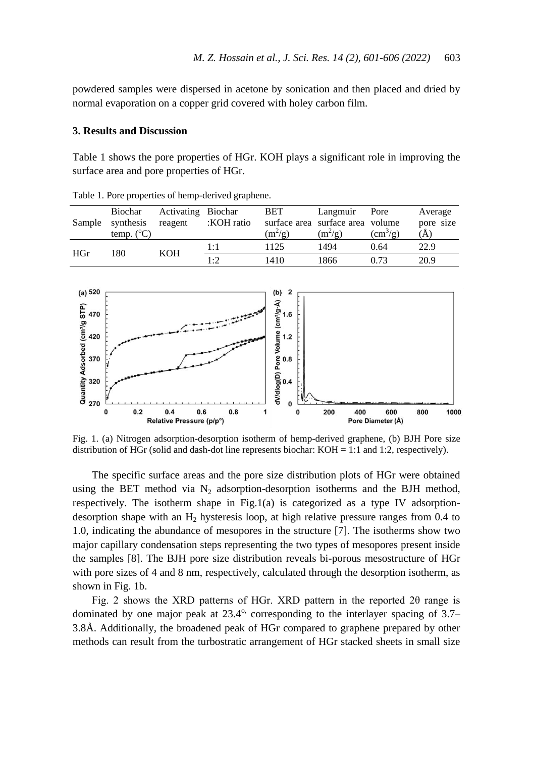powdered samples were dispersed in acetone by sonication and then placed and dried by normal evaporation on a copper grid covered with holey carbon film.

### 3. Results and Discussion

Table 1 shows the pore properties of HGr. KOH plays a significant role in improving the surface area and pore properties of HGr.

Table 1. Pore properties of hemp-derived graphene.

| Sample | Biochar synthesis temp. (°C) | Activating reagent | Biochar :KOH ratio | BET surface area ($m^2/g$) | Langmuir surface area ($m^2/g$) | Pore volume ($cm^3/g$) | Average pore size (Å) |
|---|---|---|---|---|---|---|---|
| HGr | 180 | KOH | 1:1 | 1125 | 1494 | 0.64 | 22.9 |
| | | | 1:2 | 1410 | 1866 | 0.73 | 20.9 |

Fig. 1. (a) Nitrogen adsorption-desorption isotherm of hemp-derived graphene, (b) BJH Pore size distribution of HGr (solid and dash-dot line represents biochar: KOH = 1:1 and 1:2, respectively).

The specific surface areas and the pore size distribution plots of HGr were obtained using the BET method via $N_2$ adsorption-desorption isotherms and the BJH method, respectively. The isotherm shape in Fig.1(a) is categorized as a type IV adsorption-desorption shape with an $H_2$ hysteresis loop, at high relative pressure ranges from 0.4 to 1.0, indicating the abundance of mesopores in the structure [7]. The isotherms show two major capillary condensation steps representing the two types of mesopores present inside the samples [8]. The BJH pore size distribution reveals bi-porous mesostructure of HGr with pore sizes of 4 and 8 nm, respectively, calculated through the desorption isotherm, as shown in Fig. 1b.

Fig. 2 shows the XRD patterns of HGr. XRD pattern in the reported 2θ range is dominated by one major peak at 23.4°, corresponding to the interlayer spacing of 3.7–3.8Å. Additionally, the broadened peak of HGr compared to graphene prepared by other methods can result from the turbostratic arrangement of HGr stacked sheets in small size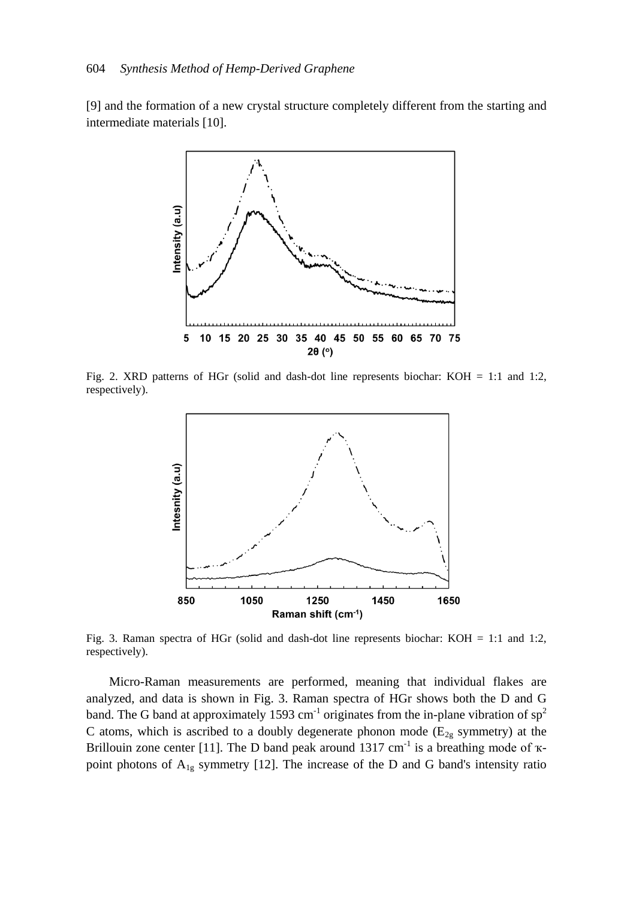[9] and the formation of a new crystal structure completely different from the starting and intermediate materials [10].

Fig. 2. XRD patterns of HGr (solid and dash-dot line represents biochar: KOH = 1:1 and 1:2, respectively).

Fig. 3. Raman spectra of HGr (solid and dash-dot line represents biochar: KOH = 1:1 and 1:2, respectively).

Micro-Raman measurements are performed, meaning that individual flakes are analyzed, and data is shown in Fig. 3. Raman spectra of HGr shows both the D and G band. The G band at approximately 1593 $cm^{-1}$ originates from the in-plane vibration of $sp^2$ C atoms, which is ascribed to a doubly degenerate phonon mode ($E_{2g}$ symmetry) at the Brillouin zone center [11]. The D band peak around 1317 $cm^{-1}$ is a breathing mode of κ-point photons of $A_{1g}$ symmetry [12]. The increase of the D and G band's intensity ratio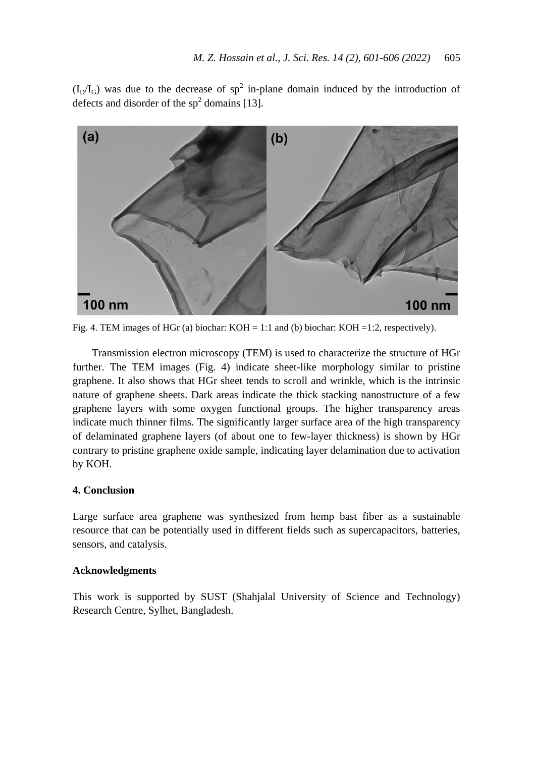($I_D/I_G$) was due to the decrease of $sp^2$ in-plane domain induced by the introduction of defects and disorder of the $sp^2$ domains [13].

Fig. 4. TEM images of HGr (a) biochar: KOH = 1:1 and (b) biochar: KOH =1:2, respectively).

Transmission electron microscopy (TEM) is used to characterize the structure of HGr further. The TEM images (Fig. 4) indicate sheet-like morphology similar to pristine graphene. It also shows that HGr sheet tends to scroll and wrinkle, which is the intrinsic nature of graphene sheets. Dark areas indicate the thick stacking nanostructure of a few graphene layers with some oxygen functional groups. The higher transparency areas indicate much thinner films. The significantly larger surface area of the high transparency of delaminated graphene layers (of about one to few-layer thickness) is shown by HGr contrary to pristine graphene oxide sample, indicating layer delamination due to activation by KOH.

## 4. Conclusion

Large surface area graphene was synthesized from hemp bast fiber as a sustainable resource that can be potentially used in different fields such as supercapacitors, batteries, sensors, and catalysis.

## Acknowledgments

This work is supported by SUST (Shahjalal University of Science and Technology) Research Centre, Sylhet, Bangladesh.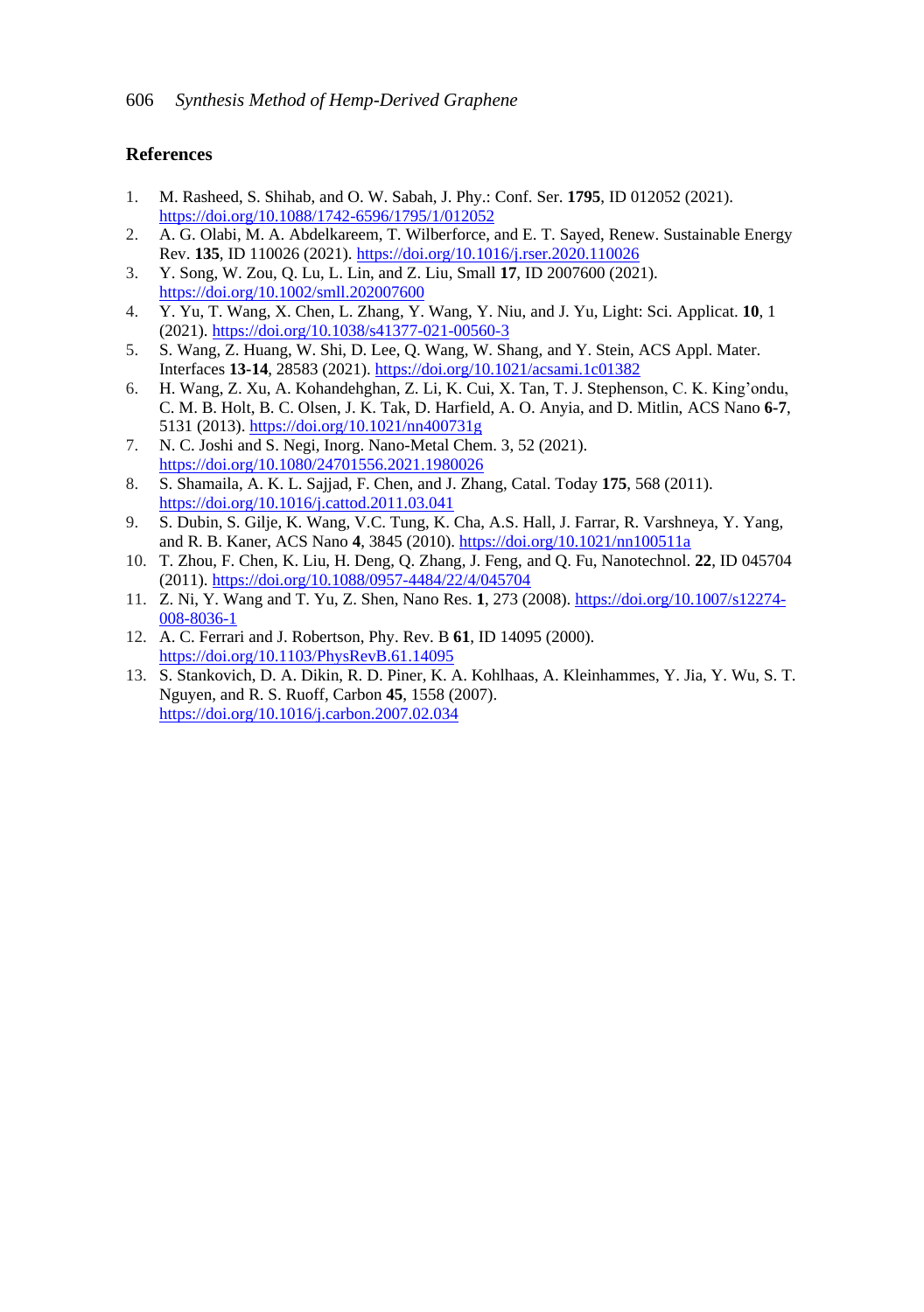## References

1. M. Rasheed, S. Shihab, and O. W. Sabah, J. Phy.: Conf. Ser. **1795**, ID 012052 (2021). https://doi.org/10.1088/1742-6596/1795/1/012052
2. A. G. Olabi, M. A. Abdelkareem, T. Wilberforce, and E. T. Sayed, Renew. Sustainable Energy Rev. **135**, ID 110026 (2021). https://doi.org/10.1016/j.rser.2020.110026
3. Y. Song, W. Zou, Q. Lu, L. Lin, and Z. Liu, Small **17**, ID 2007600 (2021). https://doi.org/10.1002/smll.202007600
4. Y. Yu, T. Wang, X. Chen, L. Zhang, Y. Wang, Y. Niu, and J. Yu, Light: Sci. Applicat. **10**, 1 (2021). https://doi.org/10.1038/s41377-021-00560-3
5. S. Wang, Z. Huang, W. Shi, D. Lee, Q. Wang, W. Shang, and Y. Stein, ACS Appl. Mater. Interfaces **13-14**, 28583 (2021). https://doi.org/10.1021/acsami.1c01382
6. H. Wang, Z. Xu, A. Kohandehghan, Z. Li, K. Cui, X. Tan, T. J. Stephenson, C. K. King'ondu, C. M. B. Holt, B. C. Olsen, J. K. Tak, D. Harfield, A. O. Anyia, and D. Mitlin, ACS Nano **6-7**, 5131 (2013). https://doi.org/10.1021/nn400731g
7. N. C. Joshi and S. Negi, Inorg. Nano-Metal Chem. 3, 52 (2021). https://doi.org/10.1080/24701556.2021.1980026
8. S. Shamaila, A. K. L. Sajjad, F. Chen, and J. Zhang, Catal. Today **175**, 568 (2011). https://doi.org/10.1016/j.cattod.2011.03.041
9. S. Dubin, S. Gilje, K. Wang, V.C. Tung, K. Cha, A.S. Hall, J. Farrar, R. Varshneya, Y. Yang, and R. B. Kaner, ACS Nano **4**, 3845 (2010). https://doi.org/10.1021/nn100511a
10. T. Zhou, F. Chen, K. Liu, H. Deng, Q. Zhang, J. Feng, and Q. Fu, Nanotechnol. **22**, ID 045704 (2011). https://doi.org/10.1088/0957-4484/22/4/045704
11. Z. Ni, Y. Wang and T. Yu, Z. Shen, Nano Res. **1**, 273 (2008). https://doi.org/10.1007/s12274-008-8036-1
12. A. C. Ferrari and J. Robertson, Phy. Rev. B **61**, ID 14095 (2000). https://doi.org/10.1103/PhysRevB.61.14095
13. S. Stankovich, D. A. Dikin, R. D. Piner, K. A. Kohlhaas, A. Kleinhammes, Y. Jia, Y. Wu, S. T. Nguyen, and R. S. Ruoff, Carbon **45**, 1558 (2007). https://doi.org/10.1016/j.carbon.2007.02.034